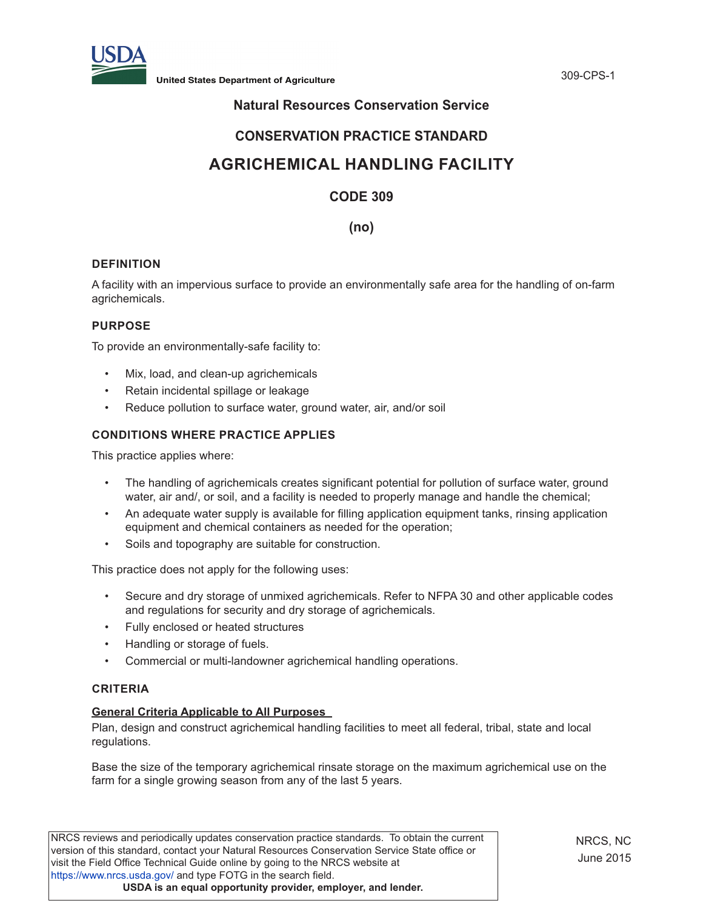# Natural Resources Conservation Service

## CONSERVATION PRACTICE STANDARD

# AGRICHEMICAL HANDLING FACILITY

## CODE 309

## (no)

### DEFINITION

A facility with an impervious surface to provide an environmentally safe area for the handling of on-farm agrichemicals.

### PURPOSE

To provide an environmentally-safe facility to:

- Mix, load, and clean-up agrichemicals
- Retain incidental spillage or leakage
- Reduce pollution to surface water, ground water, air, and/or soil

### CONDITIONS WHERE PRACTICE APPLIES

This practice applies where:

- The handling of agrichemicals creates significant potential for pollution of surface water, ground water, air and/, or soil, and a facility is needed to properly manage and handle the chemical;
- An adequate water supply is available for filling application equipment tanks, rinsing application equipment and chemical containers as needed for the operation;
- Soils and topography are suitable for construction.

This practice does not apply for the following uses:

- Secure and dry storage of unmixed agrichemicals. Refer to NFPA 30 and other applicable codes and regulations for security and dry storage of agrichemicals.
- Fully enclosed or heated structures
- Handling or storage of fuels.
- Commercial or multi-landowner agrichemical handling operations.

### CRITERIA

**General Criteria Applicable to All Purposes**

Plan, design and construct agrichemical handling facilities to meet all federal, tribal, state and local regulations.

Base the size of the temporary agrichemical rinsate storage on the maximum agrichemical use on the farm for a single growing season from any of the last 5 years.

NRCS reviews and periodically updates conservation practice standards. To obtain the current version of this standard, contact your Natural Resources Conservation Service State office or visit the Field Office Technical Guide online by going to the NRCS website at https://www.nrcs.usda.gov/ and type FOTG in the search field.

**USDA is an equal opportunity provider, employer, and lender.**

NRCS, NC
June 2015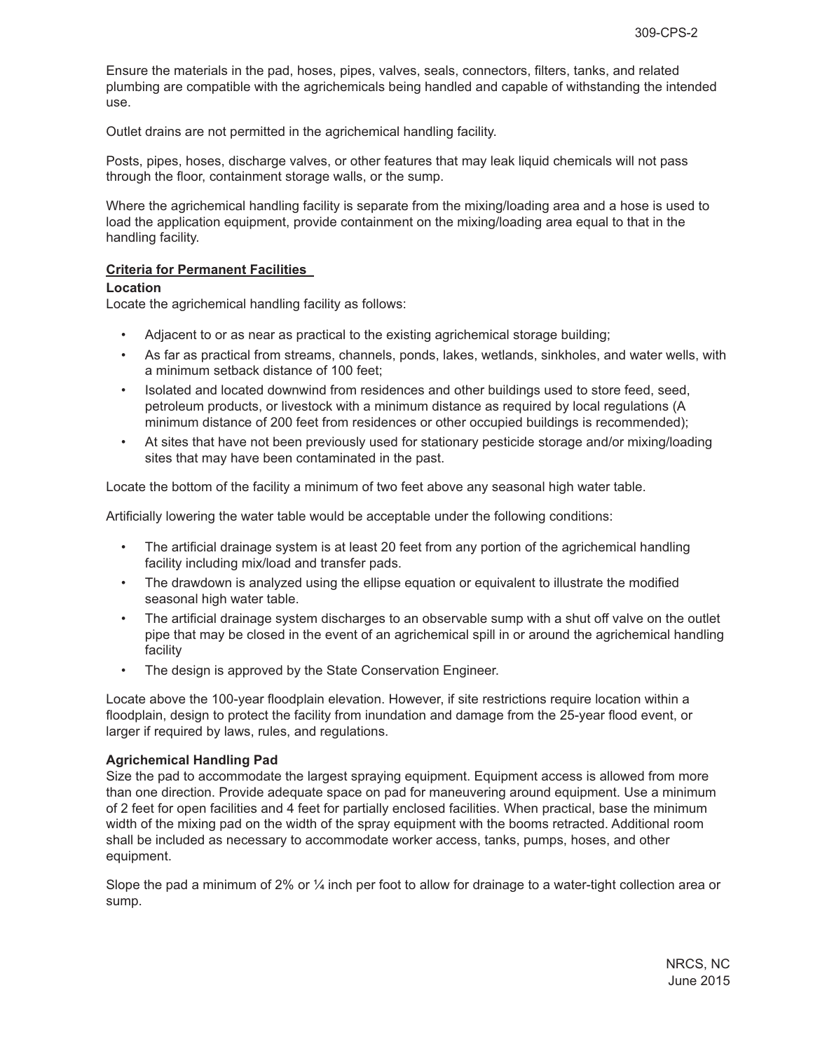Ensure the materials in the pad, hoses, pipes, valves, seals, connectors, filters, tanks, and related plumbing are compatible with the agrichemicals being handled and capable of withstanding the intended use.

Outlet drains are not permitted in the agrichemical handling facility.

Posts, pipes, hoses, discharge valves, or other features that may leak liquid chemicals will not pass through the floor, containment storage walls, or the sump.

Where the agrichemical handling facility is separate from the mixing/loading area and a hose is used to load the application equipment, provide containment on the mixing/loading area equal to that in the handling facility.

## Criteria for Permanent Facilities

### Location

Locate the agrichemical handling facility as follows:

- Adjacent to or as near as practical to the existing agrichemical storage building;
- As far as practical from streams, channels, ponds, lakes, wetlands, sinkholes, and water wells, with a minimum setback distance of 100 feet;
- Isolated and located downwind from residences and other buildings used to store feed, seed, petroleum products, or livestock with a minimum distance as required by local regulations (A minimum distance of 200 feet from residences or other occupied buildings is recommended);
- At sites that have not been previously used for stationary pesticide storage and/or mixing/loading sites that may have been contaminated in the past.

Locate the bottom of the facility a minimum of two feet above any seasonal high water table.

Artificially lowering the water table would be acceptable under the following conditions:

- The artificial drainage system is at least 20 feet from any portion of the agrichemical handling facility including mix/load and transfer pads.
- The drawdown is analyzed using the ellipse equation or equivalent to illustrate the modified seasonal high water table.
- The artificial drainage system discharges to an observable sump with a shut off valve on the outlet pipe that may be closed in the event of an agrichemical spill in or around the agrichemical handling facility
- The design is approved by the State Conservation Engineer.

Locate above the 100-year floodplain elevation. However, if site restrictions require location within a floodplain, design to protect the facility from inundation and damage from the 25-year flood event, or larger if required by laws, rules, and regulations.

### Agrichemical Handling Pad

Size the pad to accommodate the largest spraying equipment. Equipment access is allowed from more than one direction. Provide adequate space on pad for maneuvering around equipment. Use a minimum of 2 feet for open facilities and 4 feet for partially enclosed facilities. When practical, base the minimum width of the mixing pad on the width of the spray equipment with the booms retracted. Additional room shall be included as necessary to accommodate worker access, tanks, pumps, hoses, and other equipment.

Slope the pad a minimum of 2% or ¼ inch per foot to allow for drainage to a water-tight collection area or sump.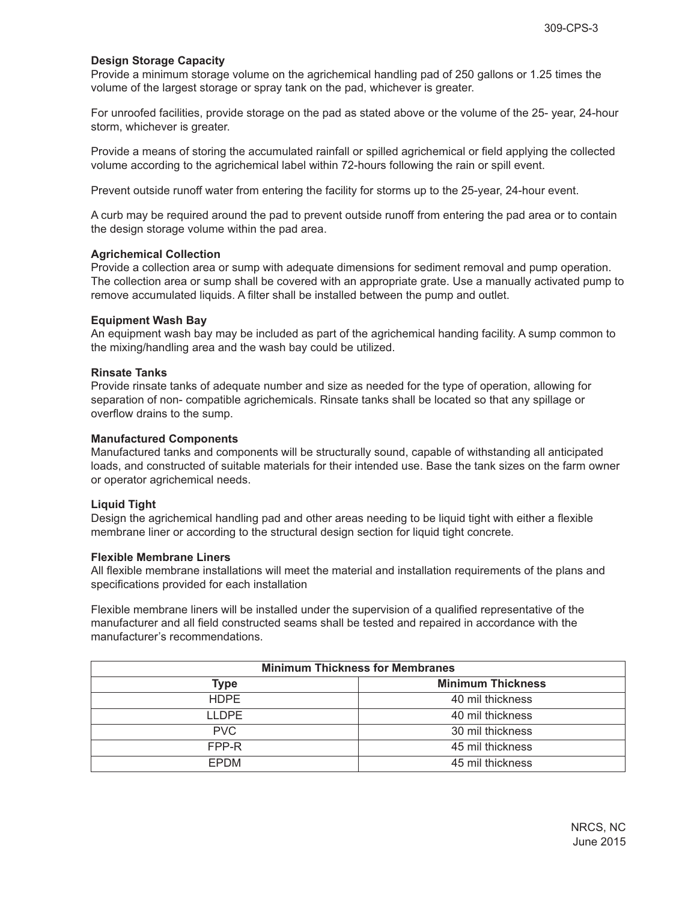### Design Storage Capacity

Provide a minimum storage volume on the agrichemical handling pad of 250 gallons or 1.25 times the volume of the largest storage or spray tank on the pad, whichever is greater.

For unroofed facilities, provide storage on the pad as stated above or the volume of the 25- year, 24-hour storm, whichever is greater.

Provide a means of storing the accumulated rainfall or spilled agrichemical or field applying the collected volume according to the agrichemical label within 72-hours following the rain or spill event.

Prevent outside runoff water from entering the facility for storms up to the 25-year, 24-hour event.

A curb may be required around the pad to prevent outside runoff from entering the pad area or to contain the design storage volume within the pad area.

### Agrichemical Collection

Provide a collection area or sump with adequate dimensions for sediment removal and pump operation. The collection area or sump shall be covered with an appropriate grate. Use a manually activated pump to remove accumulated liquids. A filter shall be installed between the pump and outlet.

### Equipment Wash Bay

An equipment wash bay may be included as part of the agrichemical handing facility. A sump common to the mixing/handling area and the wash bay could be utilized.

### Rinsate Tanks

Provide rinsate tanks of adequate number and size as needed for the type of operation, allowing for separation of non- compatible agrichemicals. Rinsate tanks shall be located so that any spillage or overflow drains to the sump.

### Manufactured Components

Manufactured tanks and components will be structurally sound, capable of withstanding all anticipated loads, and constructed of suitable materials for their intended use. Base the tank sizes on the farm owner or operator agrichemical needs.

### Liquid Tight

Design the agrichemical handling pad and other areas needing to be liquid tight with either a flexible membrane liner or according to the structural design section for liquid tight concrete.

### Flexible Membrane Liners

All flexible membrane installations will meet the material and installation requirements of the plans and specifications provided for each installation

Flexible membrane liners will be installed under the supervision of a qualified representative of the manufacturer and all field constructed seams shall be tested and repaired in accordance with the manufacturer's recommendations.

| Minimum Thickness for Membranes | |
|---|---|
| **Type** | **Minimum Thickness** |
| HDPE | 40 mil thickness |
| LLDPE | 40 mil thickness |
| PVC | 30 mil thickness |
| FPP-R | 45 mil thickness |
| EPDM | 45 mil thickness |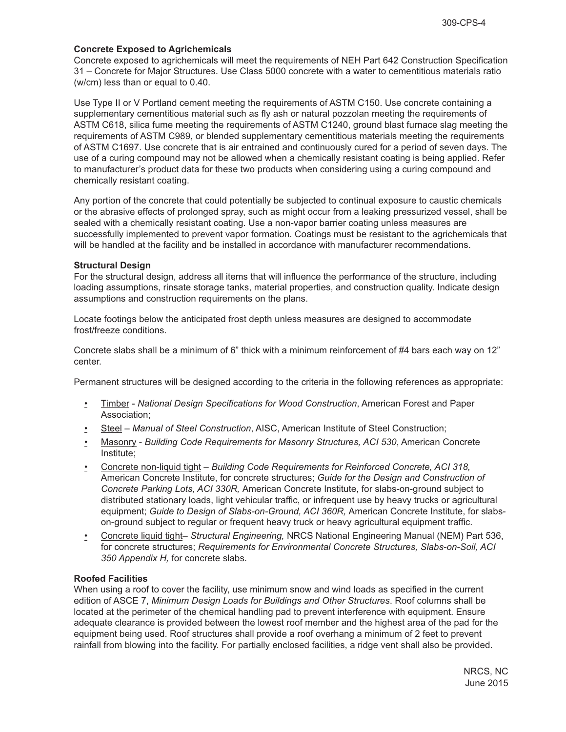### Concrete Exposed to Agrichemicals

Concrete exposed to agrichemicals will meet the requirements of NEH Part 642 Construction Specification 31 – Concrete for Major Structures. Use Class 5000 concrete with a water to cementitious materials ratio (w/cm) less than or equal to 0.40.

Use Type II or V Portland cement meeting the requirements of ASTM C150. Use concrete containing a supplementary cementitious material such as fly ash or natural pozzolan meeting the requirements of ASTM C618, silica fume meeting the requirements of ASTM C1240, ground blast furnace slag meeting the requirements of ASTM C989, or blended supplementary cementitious materials meeting the requirements of ASTM C1697. Use concrete that is air entrained and continuously cured for a period of seven days. The use of a curing compound may not be allowed when a chemically resistant coating is being applied. Refer to manufacturer's product data for these two products when considering using a curing compound and chemically resistant coating.

Any portion of the concrete that could potentially be subjected to continual exposure to caustic chemicals or the abrasive effects of prolonged spray, such as might occur from a leaking pressurized vessel, shall be sealed with a chemically resistant coating. Use a non-vapor barrier coating unless measures are successfully implemented to prevent vapor formation. Coatings must be resistant to the agrichemicals that will be handled at the facility and be installed in accordance with manufacturer recommendations.

### Structural Design

For the structural design, address all items that will influence the performance of the structure, including loading assumptions, rinsate storage tanks, material properties, and construction quality. Indicate design assumptions and construction requirements on the plans.

Locate footings below the anticipated frost depth unless measures are designed to accommodate frost/freeze conditions.

Concrete slabs shall be a minimum of 6" thick with a minimum reinforcement of #4 bars each way on 12" center.

Permanent structures will be designed according to the criteria in the following references as appropriate:

- Timber - *National Design Specifications for Wood Construction*, American Forest and Paper Association;
- Steel – *Manual of Steel Construction*, AISC, American Institute of Steel Construction;
- Masonry - *Building Code Requirements for Masonry Structures, ACI 530*, American Concrete Institute;
- Concrete non-liquid tight – *Building Code Requirements for Reinforced Concrete, ACI 318,* American Concrete Institute, for concrete structures; *Guide for the Design and Construction of Concrete Parking Lots, ACI 330R,* American Concrete Institute, for slabs-on-ground subject to distributed stationary loads, light vehicular traffic, or infrequent use by heavy trucks or agricultural equipment; *Guide to Design of Slabs-on-Ground, ACI 360R,* American Concrete Institute, for slabs-on-ground subject to regular or frequent heavy truck or heavy agricultural equipment traffic.
- Concrete liquid tight– *Structural Engineering,* NRCS National Engineering Manual (NEM) Part 536, for concrete structures; *Requirements for Environmental Concrete Structures, Slabs-on-Soil, ACI 350 Appendix H,* for concrete slabs.

### Roofed Facilities

When using a roof to cover the facility, use minimum snow and wind loads as specified in the current edition of ASCE 7, *Minimum Design Loads for Buildings and Other Structures*. Roof columns shall be located at the perimeter of the chemical handling pad to prevent interference with equipment. Ensure adequate clearance is provided between the lowest roof member and the highest area of the pad for the equipment being used. Roof structures shall provide a roof overhang a minimum of 2 feet to prevent rainfall from blowing into the facility. For partially enclosed facilities, a ridge vent shall also be provided.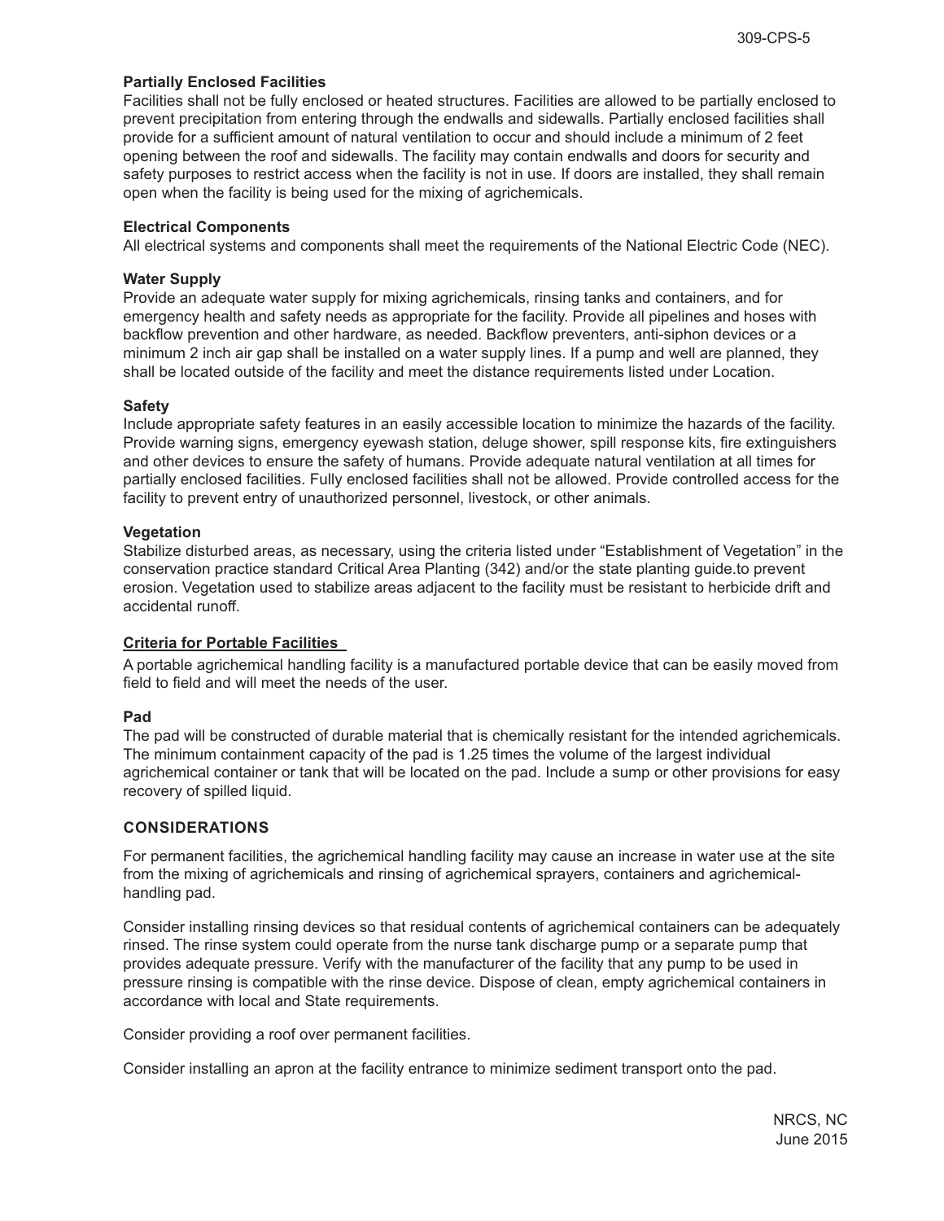**Partially Enclosed Facilities**
Facilities shall not be fully enclosed or heated structures. Facilities are allowed to be partially enclosed to prevent precipitation from entering through the endwalls and sidewalls. Partially enclosed facilities shall provide for a sufficient amount of natural ventilation to occur and should include a minimum of 2 feet opening between the roof and sidewalls. The facility may contain endwalls and doors for security and safety purposes to restrict access when the facility is not in use. If doors are installed, they shall remain open when the facility is being used for the mixing of agrichemicals.

**Electrical Components**
All electrical systems and components shall meet the requirements of the National Electric Code (NEC).

**Water Supply**
Provide an adequate water supply for mixing agrichemicals, rinsing tanks and containers, and for emergency health and safety needs as appropriate for the facility. Provide all pipelines and hoses with backflow prevention and other hardware, as needed. Backflow preventers, anti-siphon devices or a minimum 2 inch air gap shall be installed on a water supply lines. If a pump and well are planned, they shall be located outside of the facility and meet the distance requirements listed under Location.

**Safety**
Include appropriate safety features in an easily accessible location to minimize the hazards of the facility. Provide warning signs, emergency eyewash station, deluge shower, spill response kits, fire extinguishers and other devices to ensure the safety of humans. Provide adequate natural ventilation at all times for partially enclosed facilities. Fully enclosed facilities shall not be allowed. Provide controlled access for the facility to prevent entry of unauthorized personnel, livestock, or other animals.

**Vegetation**
Stabilize disturbed areas, as necessary, using the criteria listed under "Establishment of Vegetation" in the conservation practice standard Critical Area Planting (342) and/or the state planting guide.to prevent erosion. Vegetation used to stabilize areas adjacent to the facility must be resistant to herbicide drift and accidental runoff.

**Criteria for Portable Facilities**

A portable agrichemical handling facility is a manufactured portable device that can be easily moved from field to field and will meet the needs of the user.

**Pad**
The pad will be constructed of durable material that is chemically resistant for the intended agrichemicals. The minimum containment capacity of the pad is 1.25 times the volume of the largest individual agrichemical container or tank that will be located on the pad. Include a sump or other provisions for easy recovery of spilled liquid.

## CONSIDERATIONS

For permanent facilities, the agrichemical handling facility may cause an increase in water use at the site from the mixing of agrichemicals and rinsing of agrichemical sprayers, containers and agrichemical-handling pad.

Consider installing rinsing devices so that residual contents of agrichemical containers can be adequately rinsed. The rinse system could operate from the nurse tank discharge pump or a separate pump that provides adequate pressure. Verify with the manufacturer of the facility that any pump to be used in pressure rinsing is compatible with the rinse device. Dispose of clean, empty agrichemical containers in accordance with local and State requirements.

Consider providing a roof over permanent facilities.

Consider installing an apron at the facility entrance to minimize sediment transport onto the pad.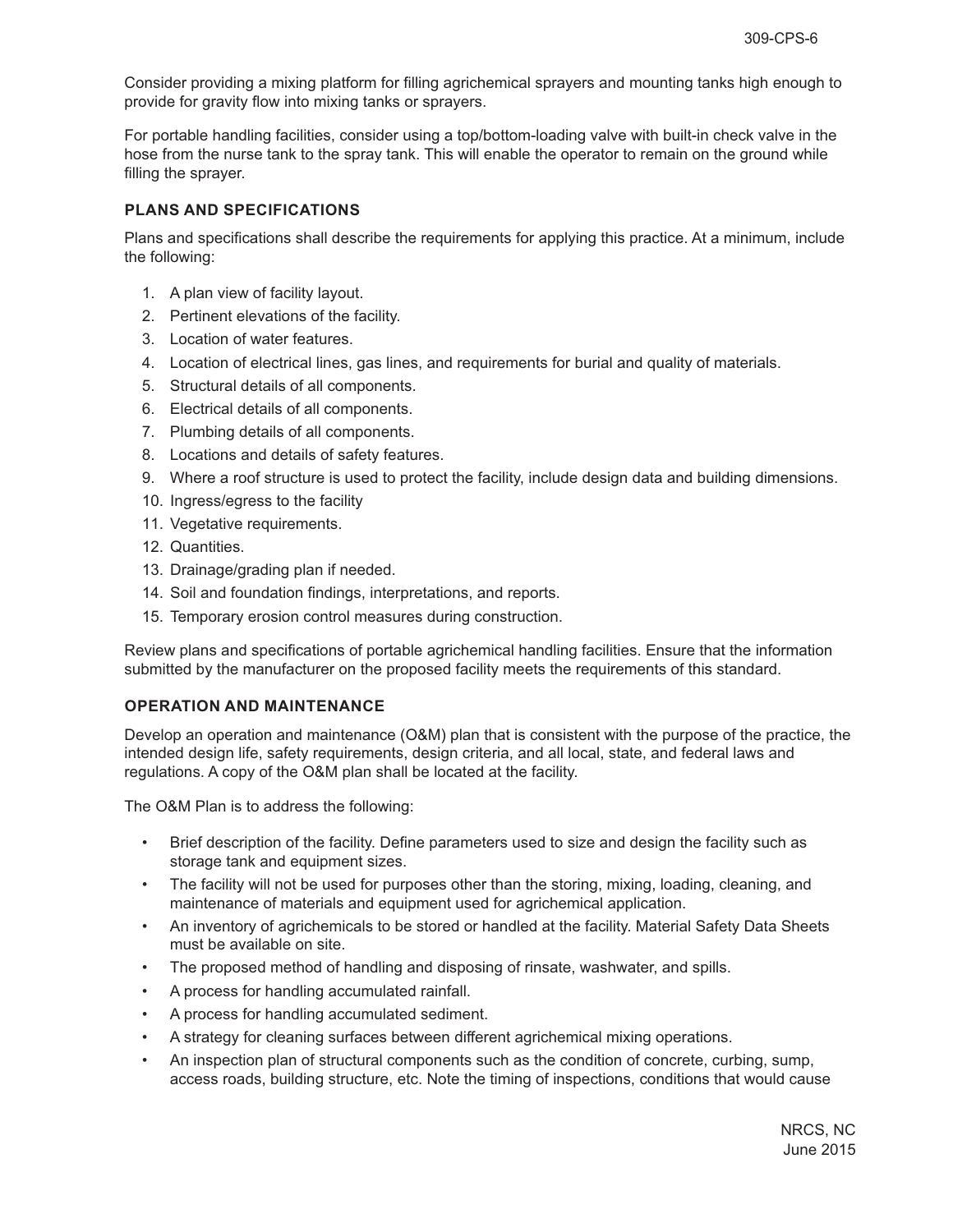Consider providing a mixing platform for filling agrichemical sprayers and mounting tanks high enough to provide for gravity flow into mixing tanks or sprayers.

For portable handling facilities, consider using a top/bottom-loading valve with built-in check valve in the hose from the nurse tank to the spray tank. This will enable the operator to remain on the ground while filling the sprayer.

### PLANS AND SPECIFICATIONS

Plans and specifications shall describe the requirements for applying this practice. At a minimum, include the following:

1. A plan view of facility layout.
2. Pertinent elevations of the facility.
3. Location of water features.
4. Location of electrical lines, gas lines, and requirements for burial and quality of materials.
5. Structural details of all components.
6. Electrical details of all components.
7. Plumbing details of all components.
8. Locations and details of safety features.
9. Where a roof structure is used to protect the facility, include design data and building dimensions.
10. Ingress/egress to the facility
11. Vegetative requirements.
12. Quantities.
13. Drainage/grading plan if needed.
14. Soil and foundation findings, interpretations, and reports.
15. Temporary erosion control measures during construction.

Review plans and specifications of portable agrichemical handling facilities. Ensure that the information submitted by the manufacturer on the proposed facility meets the requirements of this standard.

### OPERATION AND MAINTENANCE

Develop an operation and maintenance (O&M) plan that is consistent with the purpose of the practice, the intended design life, safety requirements, design criteria, and all local, state, and federal laws and regulations. A copy of the O&M plan shall be located at the facility.

The O&M Plan is to address the following:

- Brief description of the facility. Define parameters used to size and design the facility such as storage tank and equipment sizes.
- The facility will not be used for purposes other than the storing, mixing, loading, cleaning, and maintenance of materials and equipment used for agrichemical application.
- An inventory of agrichemicals to be stored or handled at the facility. Material Safety Data Sheets must be available on site.
- The proposed method of handling and disposing of rinsate, washwater, and spills.
- A process for handling accumulated rainfall.
- A process for handling accumulated sediment.
- A strategy for cleaning surfaces between different agrichemical mixing operations.
- An inspection plan of structural components such as the condition of concrete, curbing, sump, access roads, building structure, etc. Note the timing of inspections, conditions that would cause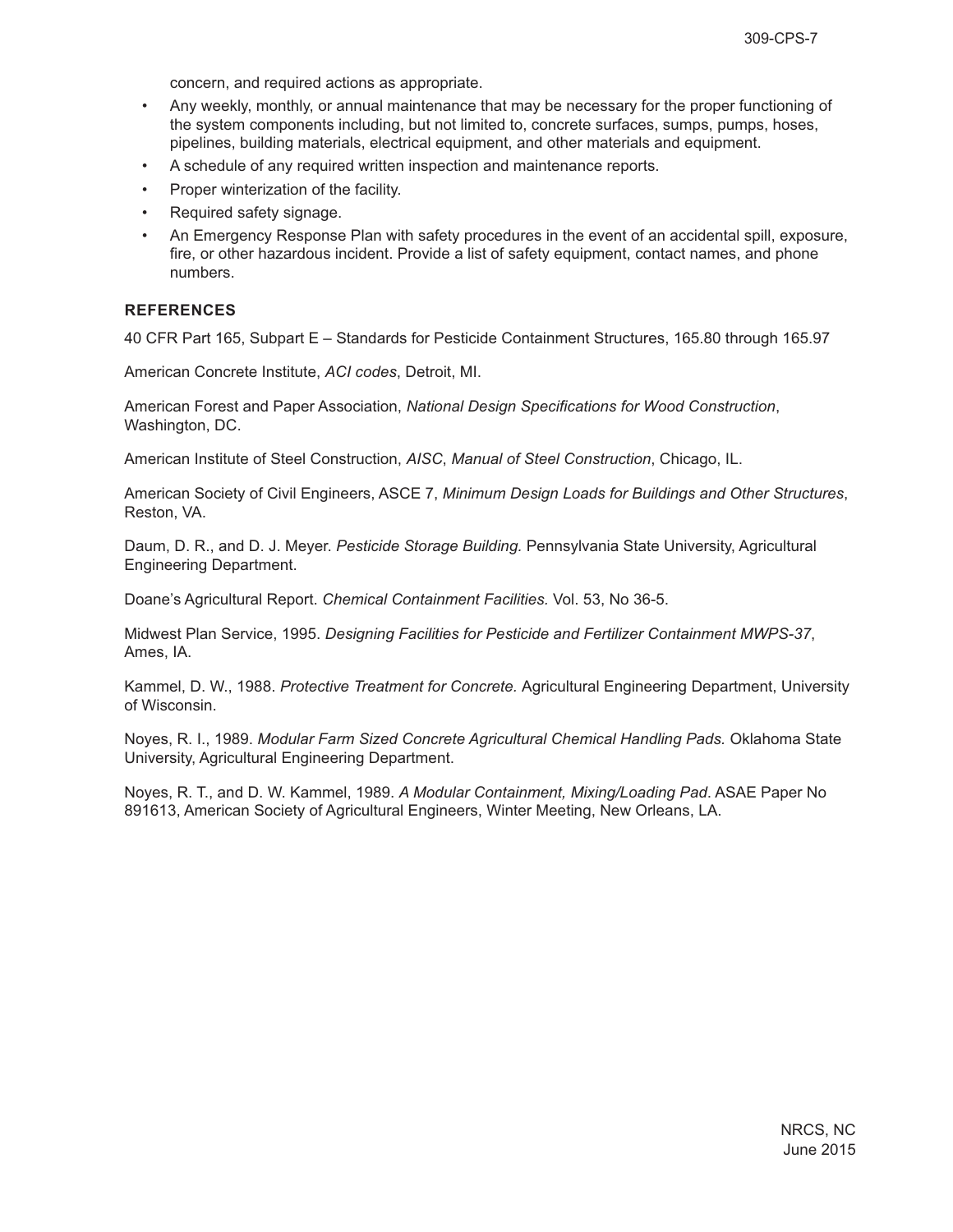concern, and required actions as appropriate.

- Any weekly, monthly, or annual maintenance that may be necessary for the proper functioning of the system components including, but not limited to, concrete surfaces, sumps, pumps, hoses, pipelines, building materials, electrical equipment, and other materials and equipment.
- A schedule of any required written inspection and maintenance reports.
- Proper winterization of the facility.
- Required safety signage.
- An Emergency Response Plan with safety procedures in the event of an accidental spill, exposure, fire, or other hazardous incident. Provide a list of safety equipment, contact names, and phone numbers.

## REFERENCES

40 CFR Part 165, Subpart E – Standards for Pesticide Containment Structures, 165.80 through 165.97

American Concrete Institute, *ACI codes*, Detroit, MI.

American Forest and Paper Association, *National Design Specifications for Wood Construction*, Washington, DC.

American Institute of Steel Construction, *AISC*, *Manual of Steel Construction*, Chicago, IL.

American Society of Civil Engineers, ASCE 7, *Minimum Design Loads for Buildings and Other Structures*, Reston, VA.

Daum, D. R., and D. J. Meyer. *Pesticide Storage Building.* Pennsylvania State University, Agricultural Engineering Department.

Doane's Agricultural Report. *Chemical Containment Facilities.* Vol. 53, No 36-5.

Midwest Plan Service, 1995. *Designing Facilities for Pesticide and Fertilizer Containment MWPS-37*, Ames, IA.

Kammel, D. W., 1988. *Protective Treatment for Concrete.* Agricultural Engineering Department, University of Wisconsin.

Noyes, R. I., 1989. *Modular Farm Sized Concrete Agricultural Chemical Handling Pads.* Oklahoma State University, Agricultural Engineering Department.

Noyes, R. T., and D. W. Kammel, 1989. *A Modular Containment, Mixing/Loading Pad*. ASAE Paper No 891613, American Society of Agricultural Engineers, Winter Meeting, New Orleans, LA.